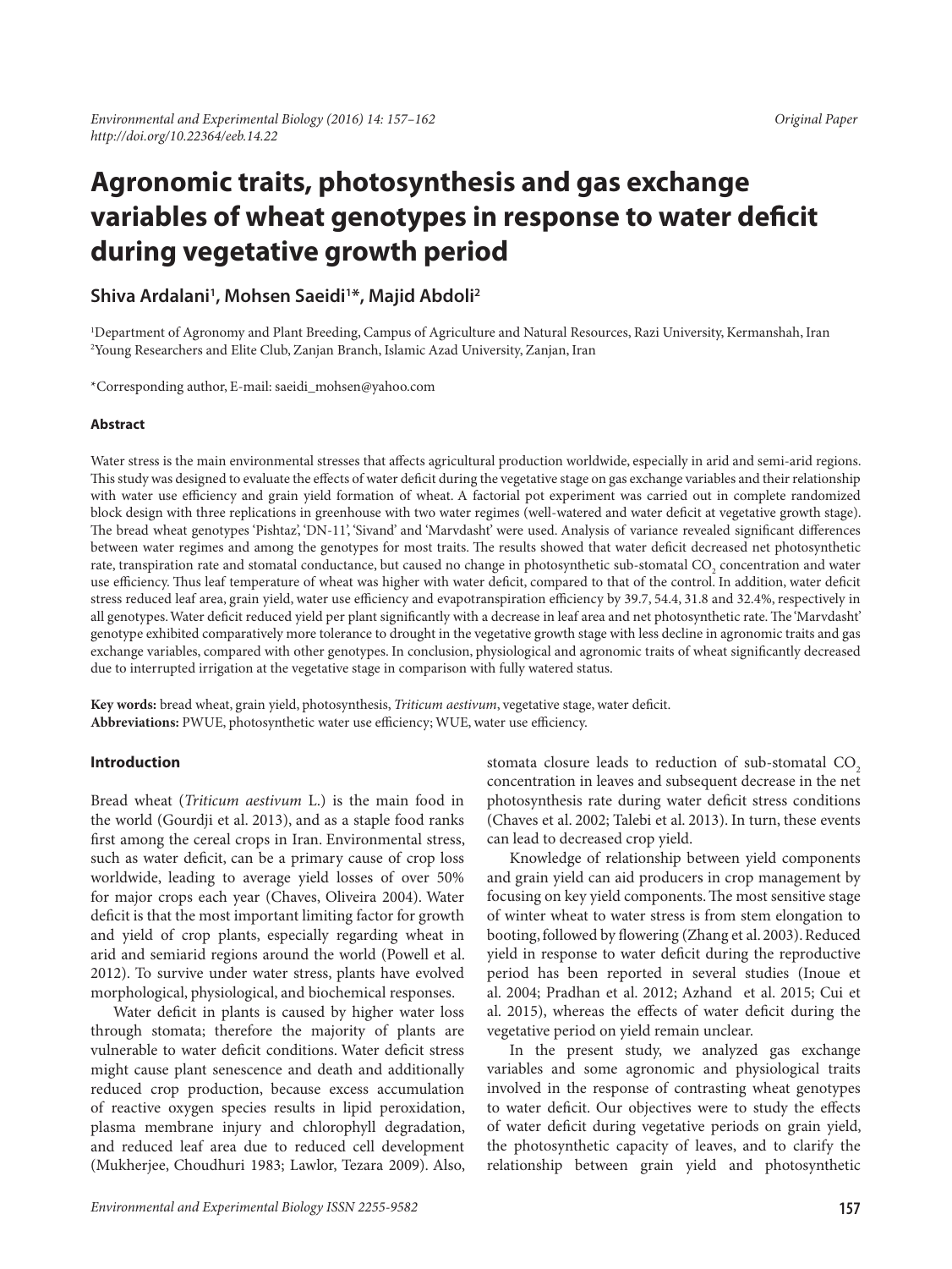Original Paper

# Agronomic traits, photosynthesis and gas exchange variables of wheat genotypes in response to water deficit during vegetative growth period

**Shiva Ardalani[1], Mohsen Saeidi[1]*, Majid Abdoli[2]**

[1]Department of Agronomy and Plant Breeding, Campus of Agriculture and Natural Resources, Razi University, Kermanshah, Iran
[2]Young Researchers and Elite Club, Zanjan Branch, Islamic Azad University, Zanjan, Iran

*Corresponding author, E-mail: saeidi_mohsen@yahoo.com

### Abstract

Water stress is the main environmental stresses that affects agricultural production worldwide, especially in arid and semi-arid regions. This study was designed to evaluate the effects of water deficit during the vegetative stage on gas exchange variables and their relationship with water use efficiency and grain yield formation of wheat. A factorial pot experiment was carried out in complete randomized block design with three replications in greenhouse with two water regimes (well-watered and water deficit at vegetative growth stage). The bread wheat genotypes 'Pishtaz', 'DN-11', 'Sivand' and 'Marvdasht' were used. Analysis of variance revealed significant differences between water regimes and among the genotypes for most traits. The results showed that water deficit decreased net photosynthetic rate, transpiration rate and stomatal conductance, but caused no change in photosynthetic sub-stomatal $CO_2$ concentration and water use efficiency. Thus leaf temperature of wheat was higher with water deficit, compared to that of the control. In addition, water deficit stress reduced leaf area, grain yield, water use efficiency and evapotranspiration efficiency by 39.7, 54.4, 31.8 and 32.4%, respectively in all genotypes. Water deficit reduced yield per plant significantly with a decrease in leaf area and net photosynthetic rate. The 'Marvdasht' genotype exhibited comparatively more tolerance to drought in the vegetative growth stage with less decline in agronomic traits and gas exchange variables, compared with other genotypes. In conclusion, physiological and agronomic traits of wheat significantly decreased due to interrupted irrigation at the vegetative stage in comparison with fully watered status.

**Key words:** bread wheat, grain yield, photosynthesis, *Triticum aestivum*, vegetative stage, water deficit.
**Abbreviations:** PWUE, photosynthetic water use efficiency; WUE, water use efficiency.

### Introduction

Bread wheat (*Triticum aestivum* L.) is the main food in the world (Gourdji et al. 2013), and as a staple food ranks first among the cereal crops in Iran. Environmental stress, such as water deficit, can be a primary cause of crop loss worldwide, leading to average yield losses of over 50% for major crops each year (Chaves, Oliveira 2004). Water deficit is that the most important limiting factor for growth and yield of crop plants, especially regarding wheat in arid and semiarid regions around the world (Powell et al. 2012). To survive under water stress, plants have evolved morphological, physiological, and biochemical responses.

Water deficit in plants is caused by higher water loss through stomata; therefore the majority of plants are vulnerable to water deficit conditions. Water deficit stress might cause plant senescence and death and additionally reduced crop production, because excess accumulation of reactive oxygen species results in lipid peroxidation, plasma membrane injury and chlorophyll degradation, and reduced leaf area due to reduced cell development (Mukherjee, Choudhuri 1983; Lawlor, Tezara 2009). Also, stomata closure leads to reduction of sub-stomatal $CO_2$ concentration in leaves and subsequent decrease in the net photosynthesis rate during water deficit stress conditions (Chaves et al. 2002; Talebi et al. 2013). In turn, these events can lead to decreased crop yield.

Knowledge of relationship between yield components and grain yield can aid producers in crop management by focusing on key yield components. The most sensitive stage of winter wheat to water stress is from stem elongation to booting, followed by flowering (Zhang et al. 2003). Reduced yield in response to water deficit during the reproductive period has been reported in several studies (Inoue et al. 2004; Pradhan et al. 2012; Azhand et al. 2015; Cui et al. 2015), whereas the effects of water deficit during the vegetative period on yield remain unclear.

In the present study, we analyzed gas exchange variables and some agronomic and physiological traits involved in the response of contrasting wheat genotypes to water deficit. Our objectives were to study the effects of water deficit during vegetative periods on grain yield, the photosynthetic capacity of leaves, and to clarify the relationship between grain yield and photosynthetic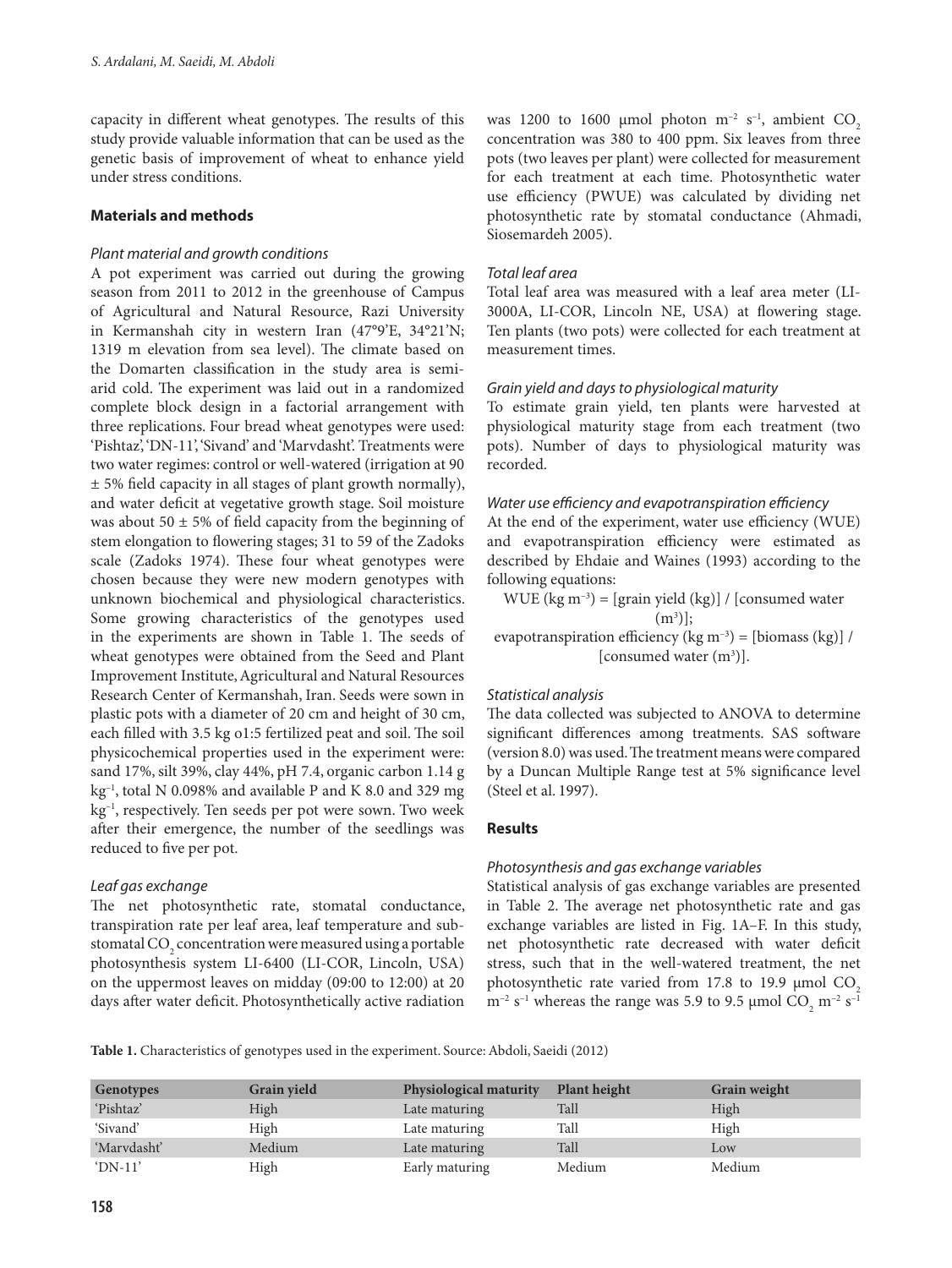capacity in different wheat genotypes. The results of this study provide valuable information that can be used as the genetic basis of improvement of wheat to enhance yield under stress conditions.

## Materials and methods

### *Plant material and growth conditions*

A pot experiment was carried out during the growing season from 2011 to 2012 in the greenhouse of Campus of Agricultural and Natural Resource, Razi University in Kermanshah city in western Iran (47°9'E, 34°21'N; 1319 m elevation from sea level). The climate based on the Domarten classification in the study area is semi-arid cold. The experiment was laid out in a randomized complete block design in a factorial arrangement with three replications. Four bread wheat genotypes were used: 'Pishtaz', 'DN-11', 'Sivand' and 'Marvdasht'. Treatments were two water regimes: control or well-watered (irrigation at 90 ± 5% field capacity in all stages of plant growth normally), and water deficit at vegetative growth stage. Soil moisture was about 50 ± 5% of field capacity from the beginning of stem elongation to flowering stages; 31 to 59 of the Zadoks scale (Zadoks 1974). These four wheat genotypes were chosen because they were new modern genotypes with unknown biochemical and physiological characteristics. Some growing characteristics of the genotypes used in the experiments are shown in Table 1. The seeds of wheat genotypes were obtained from the Seed and Plant Improvement Institute, Agricultural and Natural Resources Research Center of Kermanshah, Iran. Seeds were sown in plastic pots with a diameter of 20 cm and height of 30 cm, each filled with 3.5 kg o1:5 fertilized peat and soil. The soil physicochemical properties used in the experiment were: sand 17%, silt 39%, clay 44%, pH 7.4, organic carbon 1.14 g $kg^{-1}$, total N 0.098% and available P and K 8.0 and 329 mg $kg^{-1}$, respectively. Ten seeds per pot were sown. Two week after their emergence, the number of the seedlings was reduced to five per pot.

### *Leaf gas exchange*

The net photosynthetic rate, stomatal conductance, transpiration rate per leaf area, leaf temperature and sub-stomatal $CO_2$ concentration were measured using a portable photosynthesis system LI-6400 (LI-COR, Lincoln, USA) on the uppermost leaves on midday (09:00 to 12:00) at 20 days after water deficit. Photosynthetically active radiation was 1200 to 1600 µmol photon $m^{-2}$ $s^{-1}$, ambient $CO_2$ concentration was 380 to 400 ppm. Six leaves from three pots (two leaves per plant) were collected for measurement for each treatment at each time. Photosynthetic water use efficiency (PWUE) was calculated by dividing net photosynthetic rate by stomatal conductance (Ahmadi, Siosemardeh 2005).

### *Total leaf area*

Total leaf area was measured with a leaf area meter (LI-3000A, LI-COR, Lincoln NE, USA) at flowering stage. Ten plants (two pots) were collected for each treatment at measurement times.

### *Grain yield and days to physiological maturity*

To estimate grain yield, ten plants were harvested at physiological maturity stage from each treatment (two pots). Number of days to physiological maturity was recorded.

### *Water use efficiency and evapotranspiration efficiency*

At the end of the experiment, water use efficiency (WUE) and evapotranspiration efficiency were estimated as described by Ehdaie and Waines (1993) according to the following equations:

WUE (kg $m^{-3}$) = [grain yield (kg)] / [consumed water ($m^3$)];

evapotranspiration efficiency (kg $m^{-3}$) = [biomass (kg)] / [consumed water ($m^3$)].

### *Statistical analysis*

The data collected was subjected to ANOVA to determine significant differences among treatments. SAS software (version 8.0) was used. The treatment means were compared by a Duncan Multiple Range test at 5% significance level (Steel et al. 1997).

## Results

### *Photosynthesis and gas exchange variables*

Statistical analysis of gas exchange variables are presented in Table 2. The average net photosynthetic rate and gas exchange variables are listed in Fig. 1A–F. In this study, net photosynthetic rate decreased with water deficit stress, such that in the well-watered treatment, the net photosynthetic rate varied from 17.8 to 19.9 µmol $CO_2$ $m^{-2}$ $s^{-1}$ whereas the range was 5.9 to 9.5 µmol $CO_2$ $m^{-2}$ $s^{-1}$

**Table 1.** Characteristics of genotypes used in the experiment. Source: Abdoli, Saeidi (2012)

| Genotypes | Grain yield | Physiological maturity | Plant height | Grain weight |
|---|---|---|---|---|
| 'Pishtaz' | High | Late maturing | Tall | High |
| 'Sivand' | High | Late maturing | Tall | High |
| 'Marvdasht' | Medium | Late maturing | Tall | Low |
| 'DN-11' | High | Early maturing | Medium | Medium |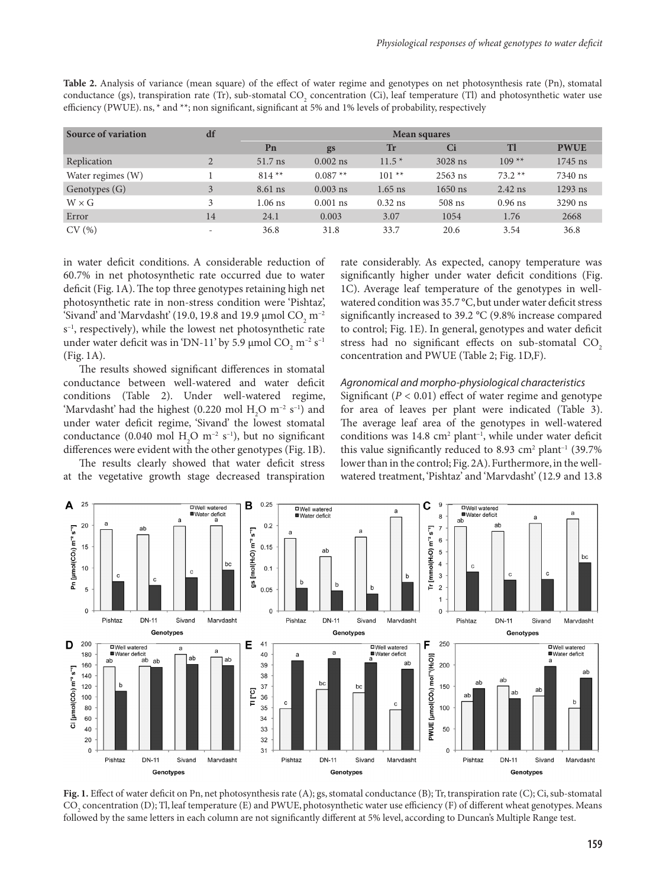**Table 2.** Analysis of variance (mean square) of the effect of water regime and genotypes on net photosynthesis rate (Pn), stomatal conductance (gs), transpiration rate (Tr), sub-stomatal $CO_2$ concentration (Ci), leaf temperature (Tl) and photosynthetic water use efficiency (PWUE). ns, * and **; non significant, significant at 5% and 1% levels of probability, respectively

| Source of variation | df | Mean squares | | | | | |
|---|---|---|---|---|---|---|---|
| | | Pn | gs | Tr | Ci | Tl | PWUE |
| Replication | 2 | 51.7 ns | 0.002 ns | 11.5 * | 3028 ns | 109 ** | 1745 ns |
| Water regimes (W) | 1 | 814 ** | 0.087 ** | 101 ** | 2563 ns | 73.2 ** | 7340 ns |
| Genotypes (G) | 3 | 8.61 ns | 0.003 ns | 1.65 ns | 1650 ns | 2.42 ns | 1293 ns |
| W × G | 3 | 1.06 ns | 0.001 ns | 0.32 ns | 508 ns | 0.96 ns | 3290 ns |
| Error | 14 | 24.1 | 0.003 | 3.07 | 1054 | 1.76 | 2668 |
| CV (%) | - | 36.8 | 31.8 | 33.7 | 20.6 | 3.54 | 36.8 |

in water deficit conditions. A considerable reduction of 60.7% in net photosynthetic rate occurred due to water deficit (Fig. 1A). The top three genotypes retaining high net photosynthetic rate in non-stress condition were 'Pishtaz', 'Sivand' and 'Marvdasht' (19.0, 19.8 and 19.9 μmol $CO_2$ $m^{-2}$ $s^{-1}$, respectively), while the lowest net photosynthetic rate under water deficit was in 'DN-11' by 5.9 μmol $CO_2$ $m^{-2}$ $s^{-1}$ (Fig. 1A).

The results showed significant differences in stomatal conductance between well-watered and water deficit conditions (Table 2). Under well-watered regime, 'Marvdasht' had the highest (0.220 mol $H_2O$ $m^{-2}$ $s^{-1}$) and under water deficit regime, 'Sivand' the lowest stomatal conductance (0.040 mol $H_2O$ $m^{-2}$ $s^{-1}$), but no significant differences were evident with the other genotypes (Fig. 1B).

The results clearly showed that water deficit stress at the vegetative growth stage decreased transpiration rate considerably. As expected, canopy temperature was significantly higher under water deficit conditions (Fig. 1C). Average leaf temperature of the genotypes in well-watered condition was 35.7 °C, but under water deficit stress significantly increased to 39.2 °C (9.8% increase compared to control; Fig. 1E). In general, genotypes and water deficit stress had no significant effects on sub-stomatal $CO_2$ concentration and PWUE (Table 2; Fig. 1D,F).

### *Agronomical and morpho-physiological characteristics*

Significant ($P < 0.01$) effect of water regime and genotype for area of leaves per plant were indicated (Table 3). The average leaf area of the genotypes in well-watered conditions was 14.8 $cm^2$ $plant^{-1}$, while under water deficit this value significantly reduced to 8.93 $cm^2$ $plant^{-1}$ (39.7% lower than in the control; Fig. 2A). Furthermore, in the well-watered treatment, 'Pishtaz' and 'Marvdasht' (12.9 and 13.8

**Fig. 1.** Effect of water deficit on Pn, net photosynthesis rate (A); gs, stomatal conductance (B); Tr, transpiration rate (C); Ci, sub-stomatal $CO_2$ concentration (D); Tl, leaf temperature (E) and PWUE, photosynthetic water use efficiency (F) of different wheat genotypes. Means followed by the same letters in each column are not significantly different at 5% level, according to Duncan's Multiple Range test.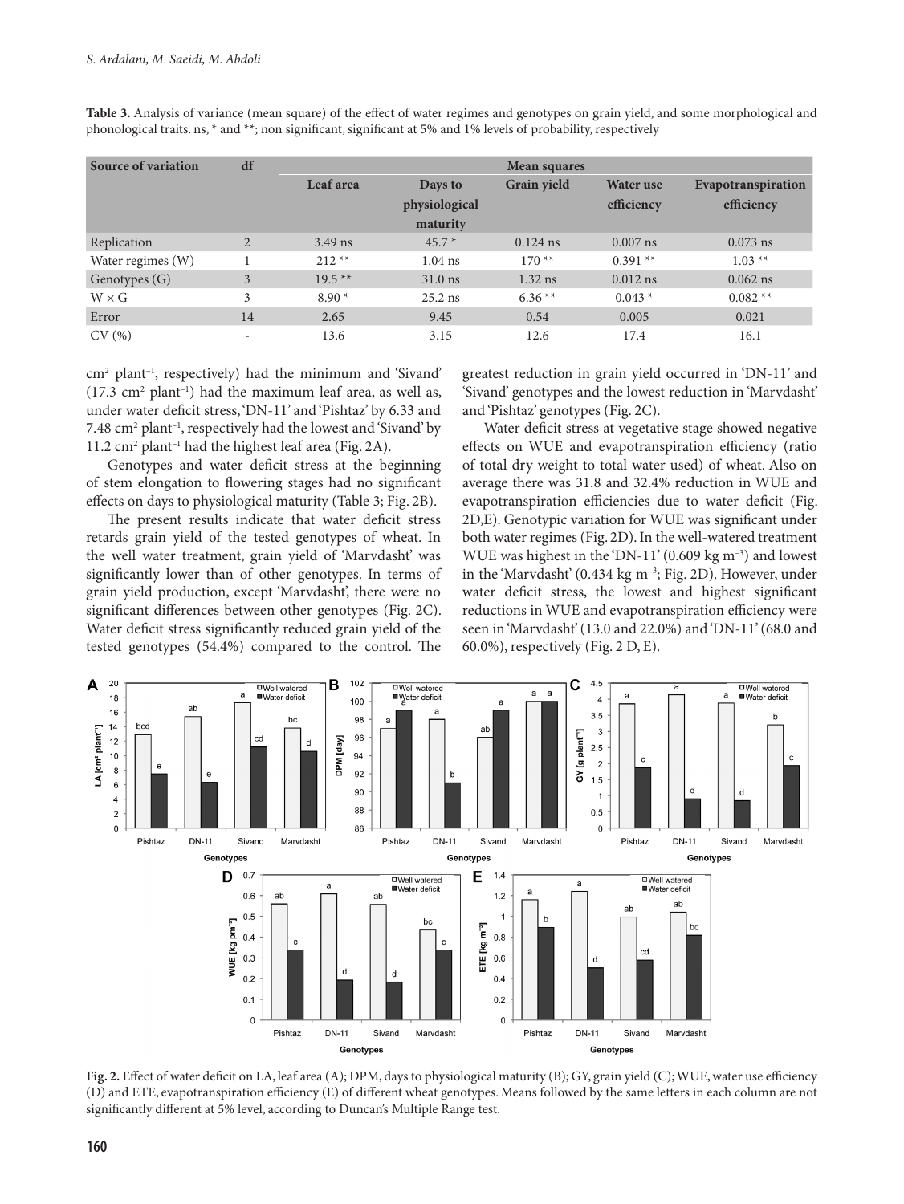**Table 3.** Analysis of variance (mean square) of the effect of water regimes and genotypes on grain yield, and some morphological and phonological traits. ns, * and **; non significant, significant at 5% and 1% levels of probability, respectively

| Source of variation | df | Mean squares | | | | |
|---|---|---|---|---|---|---|
| | | Leaf area | Days to physiological maturity | Grain yield | Water use efficiency | Evapotranspiration efficiency |
| Replication | 2 | 3.49 ns | 45.7 * | 0.124 ns | 0.007 ns | 0.073 ns |
| Water regimes (W) | 1 | 212 ** | 1.04 ns | 170 ** | 0.391 ** | 1.03 ** |
| Genotypes (G) | 3 | 19.5 ** | 31.0 ns | 1.32 ns | 0.012 ns | 0.062 ns |
| W × G | 3 | 8.90 * | 25.2 ns | 6.36 ** | 0.043 * | 0.082 ** |
| Error | 14 | 2.65 | 9.45 | 0.54 | 0.005 | 0.021 |
| CV (%) | - | 13.6 | 3.15 | 12.6 | 17.4 | 16.1 |

$cm^2$ $plant^{-1}$, respectively) had the minimum and 'Sivand' (17.3 $cm^2$ $plant^{-1}$) had the maximum leaf area, as well as, under water deficit stress, 'DN-11' and 'Pishtaz' by 6.33 and 7.48 $cm^2$ $plant^{-1}$, respectively had the lowest and 'Sivand' by 11.2 $cm^2$ $plant^{-1}$ had the highest leaf area (Fig. 2A).

Genotypes and water deficit stress at the beginning of stem elongation to flowering stages had no significant effects on days to physiological maturity (Table 3; Fig. 2B).

The present results indicate that water deficit stress retards grain yield of the tested genotypes of wheat. In the well water treatment, grain yield of 'Marvdasht' was significantly lower than of other genotypes. In terms of grain yield production, except 'Marvdasht', there were no significant differences between other genotypes (Fig. 2C). Water deficit stress significantly reduced grain yield of the tested genotypes (54.4%) compared to the control. The greatest reduction in grain yield occurred in 'DN-11' and 'Sivand' genotypes and the lowest reduction in 'Marvdasht' and 'Pishtaz' genotypes (Fig. 2C).

Water deficit stress at vegetative stage showed negative effects on WUE and evapotranspiration efficiency (ratio of total dry weight to total water used) of wheat. Also on average there was 31.8 and 32.4% reduction in WUE and evapotranspiration efficiencies due to water deficit (Fig. 2D,E). Genotypic variation for WUE was significant under both water regimes (Fig. 2D). In the well-watered treatment WUE was highest in the 'DN-11' (0.609 kg $m^{-3}$) and lowest in the 'Marvdasht' (0.434 kg $m^{-3}$; Fig. 2D). However, under water deficit stress, the lowest and highest significant reductions in WUE and evapotranspiration efficiency were seen in 'Marvdasht' (13.0 and 22.0%) and 'DN-11' (68.0 and 60.0%), respectively (Fig. 2 D, E).

**Fig. 2.** Effect of water deficit on LA, leaf area (A); DPM, days to physiological maturity (B); GY, grain yield (C); WUE, water use efficiency (D) and ETE, evapotranspiration efficiency (E) of different wheat genotypes. Means followed by the same letters in each column are not significantly different at 5% level, according to Duncan's Multiple Range test.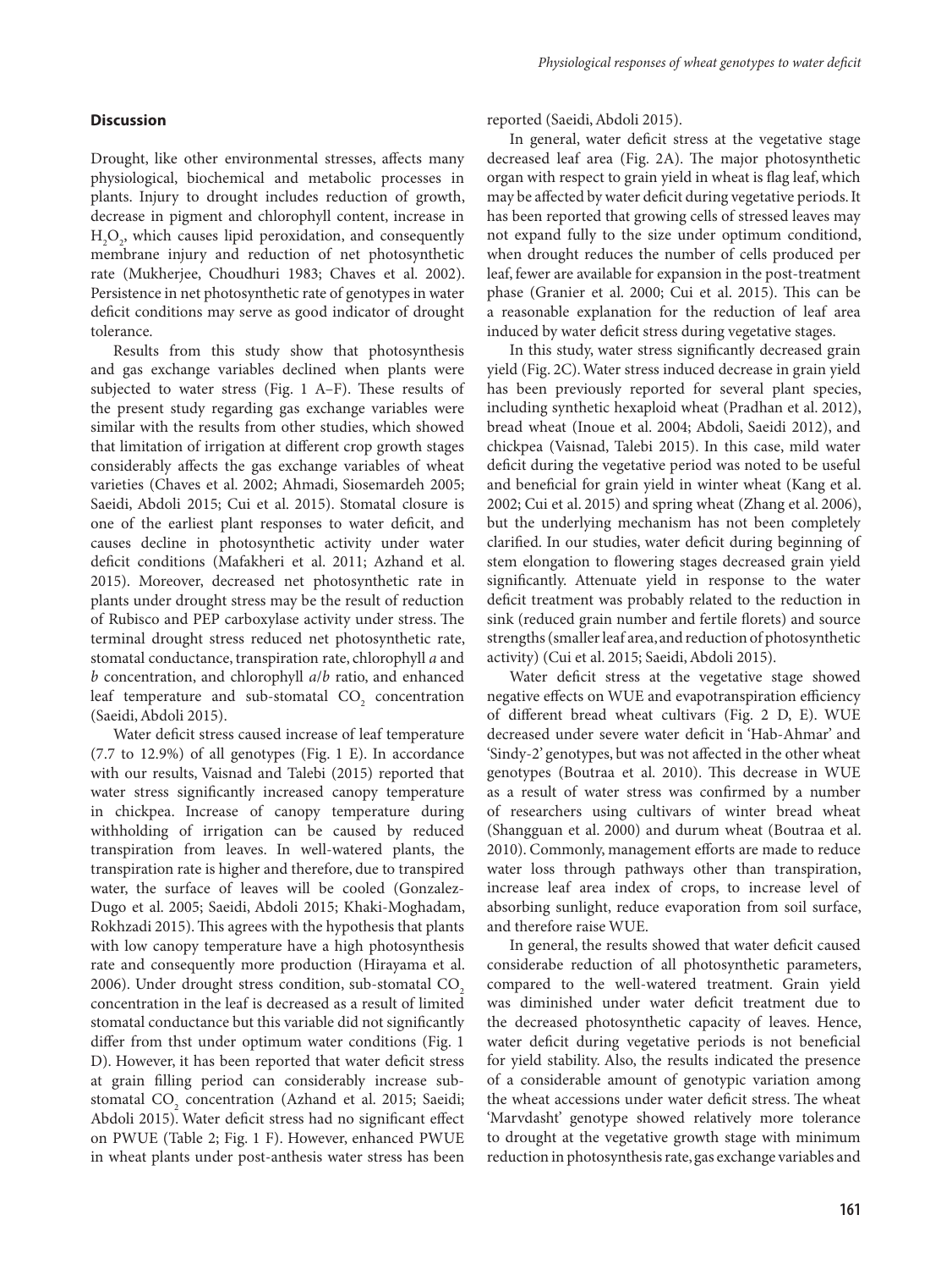## Discussion

Drought, like other environmental stresses, affects many physiological, biochemical and metabolic processes in plants. Injury to drought includes reduction of growth, decrease in pigment and chlorophyll content, increase in $H_2O_2$, which causes lipid peroxidation, and consequently membrane injury and reduction of net photosynthetic rate (Mukherjee, Choudhuri 1983; Chaves et al. 2002). Persistence in net photosynthetic rate of genotypes in water deficit conditions may serve as good indicator of drought tolerance.

Results from this study show that photosynthesis and gas exchange variables declined when plants were subjected to water stress (Fig. 1 A–F). These results of the present study regarding gas exchange variables were similar with the results from other studies, which showed that limitation of irrigation at different crop growth stages considerably affects the gas exchange variables of wheat varieties (Chaves et al. 2002; Ahmadi, Siosemardeh 2005; Saeidi, Abdoli 2015; Cui et al. 2015). Stomatal closure is one of the earliest plant responses to water deficit, and causes decline in photosynthetic activity under water deficit conditions (Mafakheri et al. 2011; Azhand et al. 2015). Moreover, decreased net photosynthetic rate in plants under drought stress may be the result of reduction of Rubisco and PEP carboxylase activity under stress. The terminal drought stress reduced net photosynthetic rate, stomatal conductance, transpiration rate, chlorophyll *a* and *b* concentration, and chlorophyll *a*/*b* ratio, and enhanced leaf temperature and sub-stomatal $CO_2$ concentration (Saeidi, Abdoli 2015).

Water deficit stress caused increase of leaf temperature (7.7 to 12.9%) of all genotypes (Fig. 1 E). In accordance with our results, Vaisnad and Talebi (2015) reported that water stress significantly increased canopy temperature in chickpea. Increase of canopy temperature during withholding of irrigation can be caused by reduced transpiration from leaves. In well-watered plants, the transpiration rate is higher and therefore, due to transpired water, the surface of leaves will be cooled (Gonzalez-Dugo et al. 2005; Saeidi, Abdoli 2015; Khaki-Moghadam, Rokhzadi 2015). This agrees with the hypothesis that plants with low canopy temperature have a high photosynthesis rate and consequently more production (Hirayama et al. 2006). Under drought stress condition, sub-stomatal $CO_2$ concentration in the leaf is decreased as a result of limited stomatal conductance but this variable did not significantly differ from thst under optimum water conditions (Fig. 1 D). However, it has been reported that water deficit stress at grain filling period can considerably increase sub-stomatal $CO_2$ concentration (Azhand et al. 2015; Saeidi; Abdoli 2015). Water deficit stress had no significant effect on PWUE (Table 2; Fig. 1 F). However, enhanced PWUE in wheat plants under post-anthesis water stress has been reported (Saeidi, Abdoli 2015).

In general, water deficit stress at the vegetative stage decreased leaf area (Fig. 2A). The major photosynthetic organ with respect to grain yield in wheat is flag leaf, which may be affected by water deficit during vegetative periods. It has been reported that growing cells of stressed leaves may not expand fully to the size under optimum conditiond, when drought reduces the number of cells produced per leaf, fewer are available for expansion in the post-treatment phase (Granier et al. 2000; Cui et al. 2015). This can be a reasonable explanation for the reduction of leaf area induced by water deficit stress during vegetative stages.

In this study, water stress significantly decreased grain yield (Fig. 2C). Water stress induced decrease in grain yield has been previously reported for several plant species, including synthetic hexaploid wheat (Pradhan et al. 2012), bread wheat (Inoue et al. 2004; Abdoli, Saeidi 2012), and chickpea (Vaisnad, Talebi 2015). In this case, mild water deficit during the vegetative period was noted to be useful and beneficial for grain yield in winter wheat (Kang et al. 2002; Cui et al. 2015) and spring wheat (Zhang et al. 2006), but the underlying mechanism has not been completely clarified. In our studies, water deficit during beginning of stem elongation to flowering stages decreased grain yield significantly. Attenuate yield in response to the water deficit treatment was probably related to the reduction in sink (reduced grain number and fertile florets) and source strengths (smaller leaf area, and reduction of photosynthetic activity) (Cui et al. 2015; Saeidi, Abdoli 2015).

Water deficit stress at the vegetative stage showed negative effects on WUE and evapotranspiration efficiency of different bread wheat cultivars (Fig. 2 D, E). WUE decreased under severe water deficit in 'Hab-Ahmar' and 'Sindy-2' genotypes, but was not affected in the other wheat genotypes (Boutraa et al. 2010). This decrease in WUE as a result of water stress was confirmed by a number of researchers using cultivars of winter bread wheat (Shangguan et al. 2000) and durum wheat (Boutraa et al. 2010). Commonly, management efforts are made to reduce water loss through pathways other than transpiration, increase leaf area index of crops, to increase level of absorbing sunlight, reduce evaporation from soil surface, and therefore raise WUE.

In general, the results showed that water deficit caused considerabe reduction of all photosynthetic parameters, compared to the well-watered treatment. Grain yield was diminished under water deficit treatment due to the decreased photosynthetic capacity of leaves. Hence, water deficit during vegetative periods is not beneficial for yield stability. Also, the results indicated the presence of a considerable amount of genotypic variation among the wheat accessions under water deficit stress. The wheat 'Marvdasht' genotype showed relatively more tolerance to drought at the vegetative growth stage with minimum reduction in photosynthesis rate, gas exchange variables and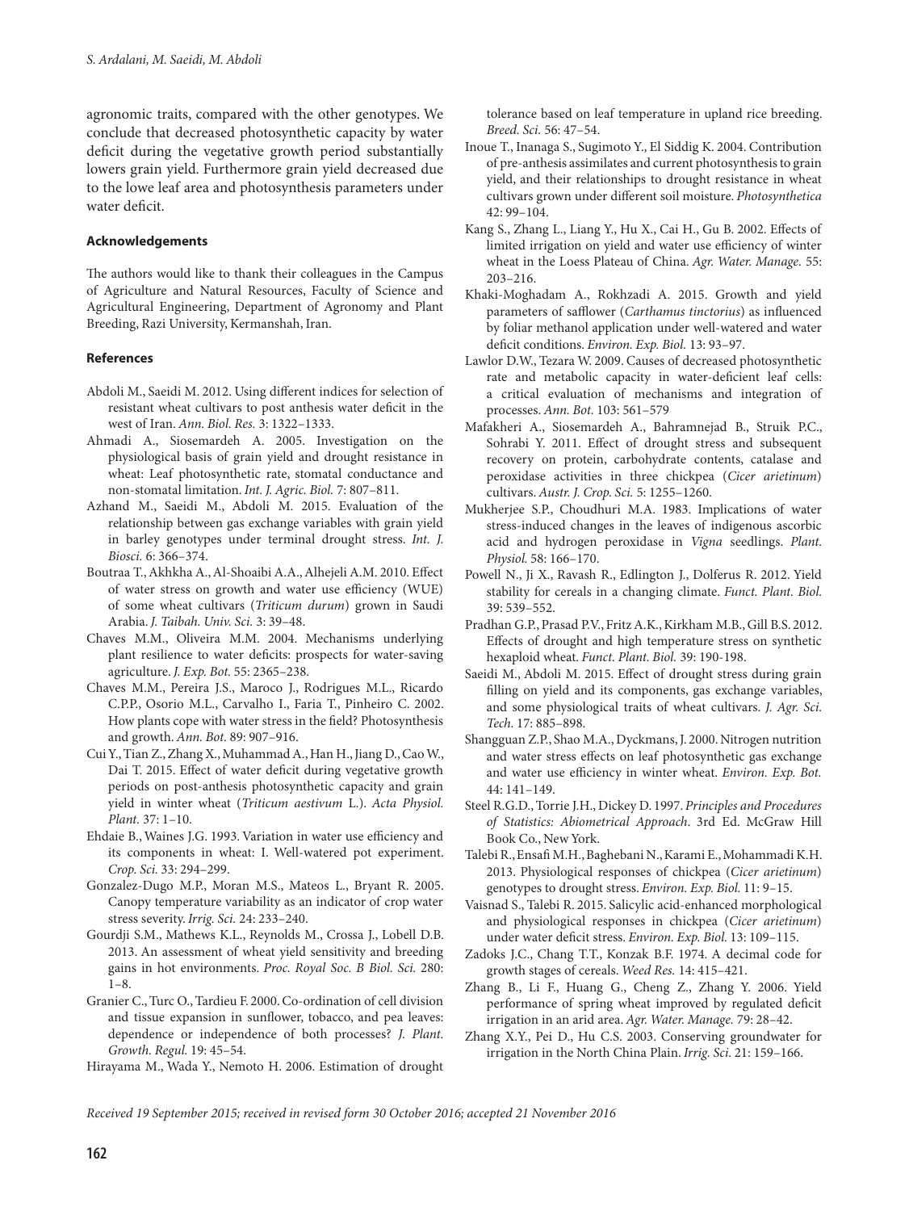agronomic traits, compared with the other genotypes. We conclude that decreased photosynthetic capacity by water deficit during the vegetative growth period substantially lowers grain yield. Furthermore grain yield decreased due to the lowe leaf area and photosynthesis parameters under water deficit.

### Acknowledgements

The authors would like to thank their colleagues in the Campus of Agriculture and Natural Resources, Faculty of Science and Agricultural Engineering, Department of Agronomy and Plant Breeding, Razi University, Kermanshah, Iran.

### References

Abdoli M., Saeidi M. 2012. Using different indices for selection of resistant wheat cultivars to post anthesis water deficit in the west of Iran. *Ann. Biol. Res.* 3: 1322–1333.

Ahmadi A., Siosemardeh A. 2005. Investigation on the physiological basis of grain yield and drought resistance in wheat: Leaf photosynthetic rate, stomatal conductance and non-stomatal limitation. *Int. J. Agric. Biol.* 7: 807–811.

Azhand M., Saeidi M., Abdoli M. 2015. Evaluation of the relationship between gas exchange variables with grain yield in barley genotypes under terminal drought stress. *Int. J. Biosci.* 6: 366–374.

Boutraa T., Akhkha A., Al-Shoaibi A.A., Alhejeli A.M. 2010. Effect of water stress on growth and water use efficiency (WUE) of some wheat cultivars (*Triticum durum*) grown in Saudi Arabia. *J. Taibah. Univ. Sci.* 3: 39–48.

Chaves M.M., Oliveira M.M. 2004. Mechanisms underlying plant resilience to water deficits: prospects for water-saving agriculture. *J. Exp. Bot.* 55: 2365–238.

Chaves M.M., Pereira J.S., Maroco J., Rodrigues M.L., Ricardo C.P.P., Osorio M.L., Carvalho I., Faria T., Pinheiro C. 2002. How plants cope with water stress in the field? Photosynthesis and growth. *Ann. Bot.* 89: 907–916.

Cui Y., Tian Z., Zhang X., Muhammad A., Han H., Jiang D., Cao W., Dai T. 2015. Effect of water deficit during vegetative growth periods on post-anthesis photosynthetic capacity and grain yield in winter wheat (*Triticum aestivum* L.). *Acta Physiol. Plant.* 37: 1–10.

Ehdaie B., Waines J.G. 1993. Variation in water use efficiency and its components in wheat: I. Well-watered pot experiment. *Crop. Sci.* 33: 294–299.

Gonzalez-Dugo M.P., Moran M.S., Mateos L., Bryant R. 2005. Canopy temperature variability as an indicator of crop water stress severity. *Irrig. Sci.* 24: 233–240.

Gourdji S.M., Mathews K.L., Reynolds M., Crossa J., Lobell D.B. 2013. An assessment of wheat yield sensitivity and breeding gains in hot environments. *Proc. Royal Soc. B Biol. Sci.* 280: 1–8.

Granier C., Turc O., Tardieu F. 2000. Co-ordination of cell division and tissue expansion in sunflower, tobacco, and pea leaves: dependence or independence of both processes? *J. Plant. Growth. Regul.* 19: 45–54.

Hirayama M., Wada Y., Nemoto H. 2006. Estimation of drought tolerance based on leaf temperature in upland rice breeding. *Breed. Sci.* 56: 47–54.

Inoue T., Inanaga S., Sugimoto Y., El Siddig K. 2004. Contribution of pre-anthesis assimilates and current photosynthesis to grain yield, and their relationships to drought resistance in wheat cultivars grown under different soil moisture. *Photosynthetica* 42: 99–104.

Kang S., Zhang L., Liang Y., Hu X., Cai H., Gu B. 2002. Effects of limited irrigation on yield and water use efficiency of winter wheat in the Loess Plateau of China. *Agr. Water. Manage.* 55: 203–216.

Khaki-Moghadam A., Rokhzadi A. 2015. Growth and yield parameters of safflower (*Carthamus tinctorius*) as influenced by foliar methanol application under well-watered and water deficit conditions. *Environ. Exp. Biol.* 13: 93–97.

Lawlor D.W., Tezara W. 2009. Causes of decreased photosynthetic rate and metabolic capacity in water-deficient leaf cells: a critical evaluation of mechanisms and integration of processes. *Ann. Bot.* 103: 561–579

Mafakheri A., Siosemardeh A., Bahramnejad B., Struik P.C., Sohrabi Y. 2011. Effect of drought stress and subsequent recovery on protein, carbohydrate contents, catalase and peroxidase activities in three chickpea (*Cicer arietinum*) cultivars. *Austr. J. Crop. Sci.* 5: 1255–1260.

Mukherjee S.P., Choudhuri M.A. 1983. Implications of water stress-induced changes in the leaves of indigenous ascorbic acid and hydrogen peroxidase in *Vigna* seedlings. *Plant. Physiol.* 58: 166–170.

Powell N., Ji X., Ravash R., Edlington J., Dolferus R. 2012. Yield stability for cereals in a changing climate. *Funct. Plant. Biol.* 39: 539–552.

Pradhan G.P., Prasad P.V., Fritz A.K., Kirkham M.B., Gill B.S. 2012. Effects of drought and high temperature stress on synthetic hexaploid wheat. *Funct. Plant. Biol.* 39: 190-198.

Saeidi M., Abdoli M. 2015. Effect of drought stress during grain filling on yield and its components, gas exchange variables, and some physiological traits of wheat cultivars. *J. Agr. Sci. Tech.* 17: 885–898.

Shangguan Z.P., Shao M.A., Dyckmans, J. 2000. Nitrogen nutrition and water stress effects on leaf photosynthetic gas exchange and water use efficiency in winter wheat. *Environ. Exp. Bot.* 44: 141–149.

Steel R.G.D., Torrie J.H., Dickey D. 1997. *Principles and Procedures of Statistics: Abiometrical Approach.* 3rd Ed. McGraw Hill Book Co., New York.

Talebi R., Ensafi M.H., Baghebani N., Karami E., Mohammadi K.H. 2013. Physiological responses of chickpea (*Cicer arietinum*) genotypes to drought stress. *Environ. Exp. Biol.* 11: 9–15.

Vaisnad S., Talebi R. 2015. Salicylic acid-enhanced morphological and physiological responses in chickpea (*Cicer arietinum*) under water deficit stress. *Environ. Exp. Biol.* 13: 109–115.

Zadoks J.C., Chang T.T., Konzak B.F. 1974. A decimal code for growth stages of cereals. *Weed Res.* 14: 415–421.

Zhang B., Li F., Huang G., Cheng Z., Zhang Y. 2006. Yield performance of spring wheat improved by regulated deficit irrigation in an arid area. *Agr. Water. Manage.* 79: 28–42.

Zhang X.Y., Pei D., Hu C.S. 2003. Conserving groundwater for irrigation in the North China Plain. *Irrig. Sci.* 21: 159–166.

*Received 19 September 2015; received in revised form 30 October 2016; accepted 21 November 2016*